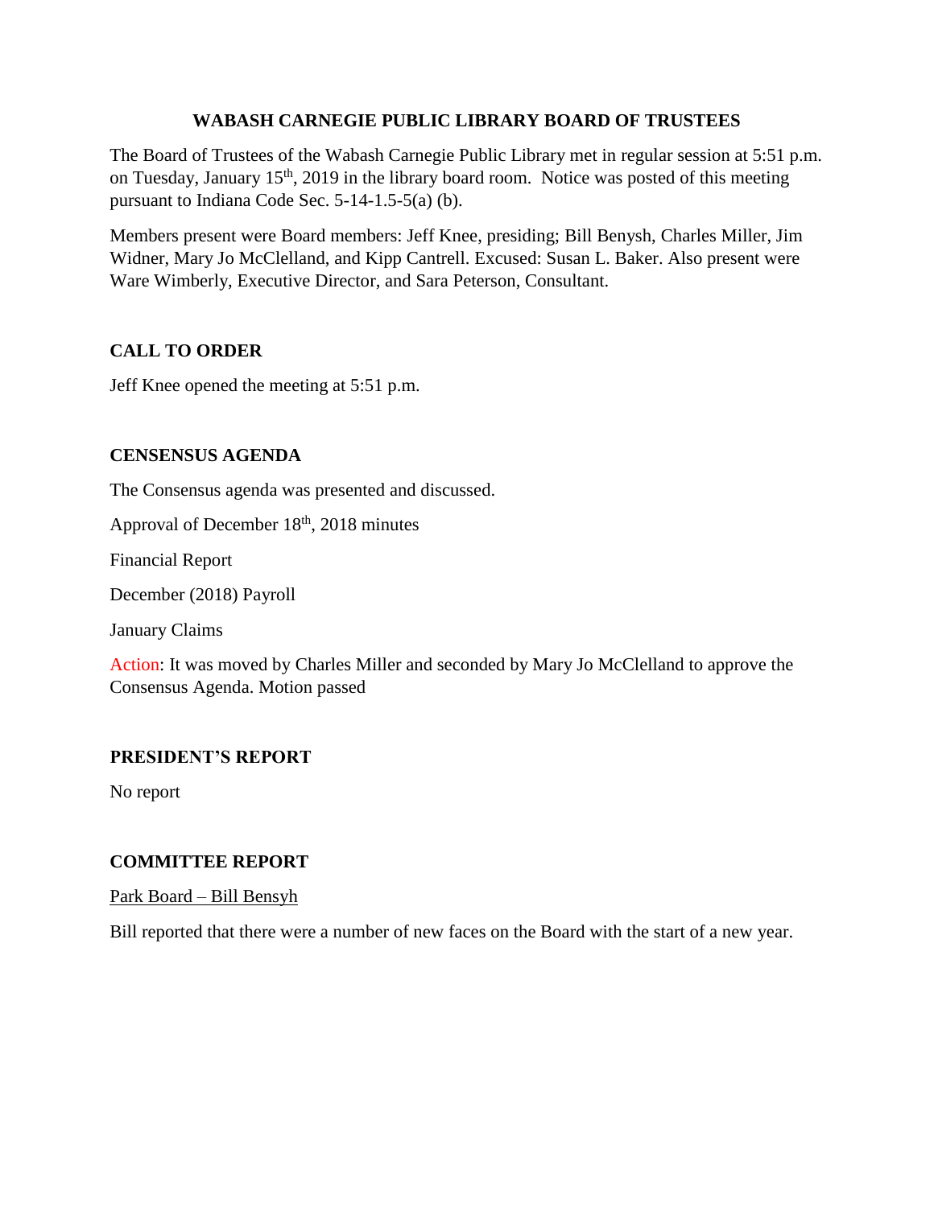# WABASH CARNEGIE PUBLIC LIBRARY BOARD OF TRUSTEES

The Board of Trustees of the Wabash Carnegie Public Library met in regular session at 5:51 p.m. on Tuesday, January 15th, 2019 in the library board room. Notice was posted of this meeting pursuant to Indiana Code Sec. 5-14-1.5-5(a) (b).

Members present were Board members: Jeff Knee, presiding; Bill Benysh, Charles Miller, Jim Widner, Mary Jo McClelland, and Kipp Cantrell. Excused: Susan L. Baker. Also present were Ware Wimberly, Executive Director, and Sara Peterson, Consultant.

## CALL TO ORDER

Jeff Knee opened the meeting at 5:51 p.m.

## CENSENSUS AGENDA

The Consensus agenda was presented and discussed.

Approval of December 18th, 2018 minutes

Financial Report

December (2018) Payroll

January Claims

Action: It was moved by Charles Miller and seconded by Mary Jo McClelland to approve the Consensus Agenda. Motion passed

## PRESIDENT'S REPORT

No report

## COMMITTEE REPORT

Park Board – Bill Bensyh

Bill reported that there were a number of new faces on the Board with the start of a new year.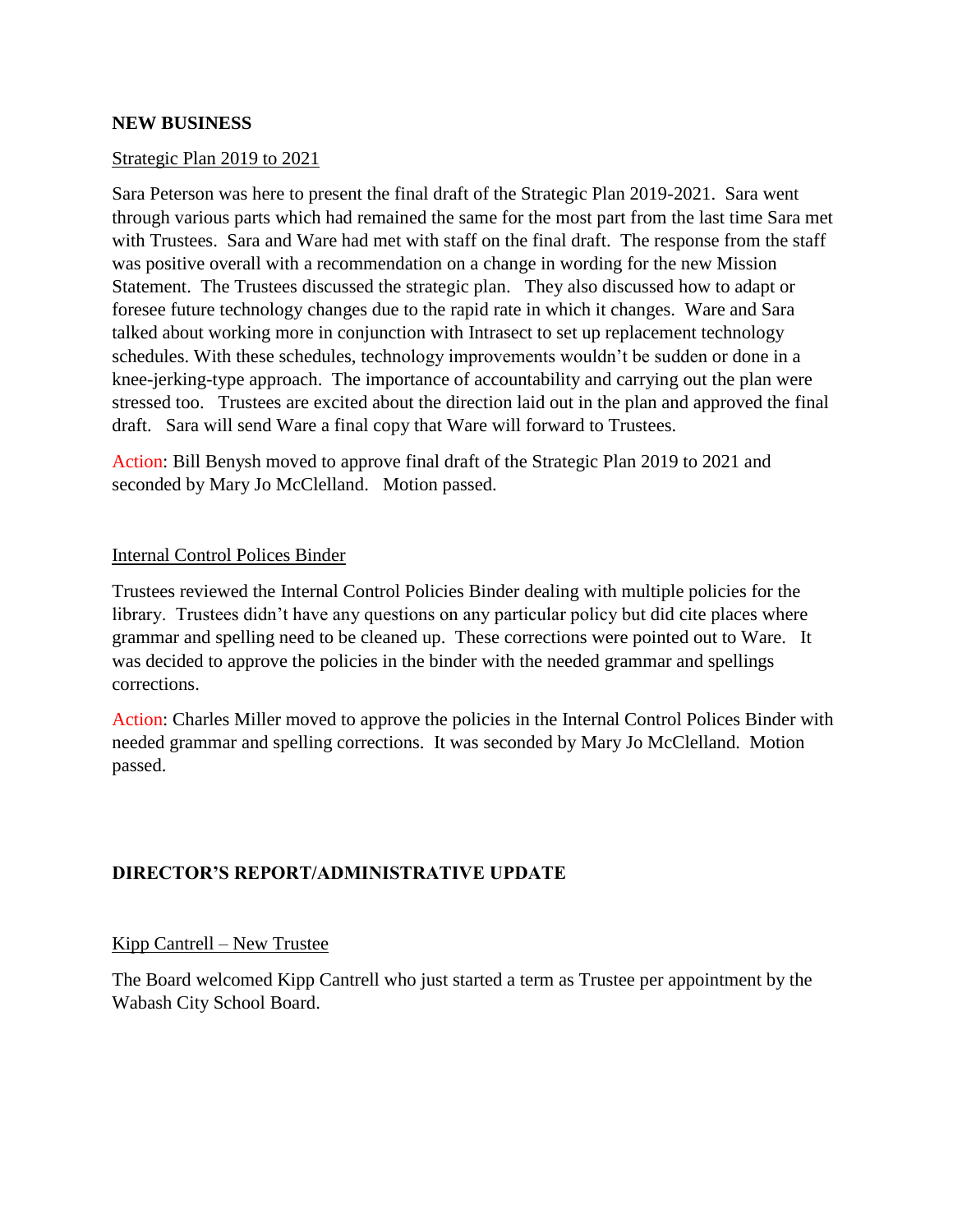## NEW BUSINESS

Strategic Plan 2019 to 2021

Sara Peterson was here to present the final draft of the Strategic Plan 2019-2021. Sara went through various parts which had remained the same for the most part from the last time Sara met with Trustees. Sara and Ware had met with staff on the final draft. The response from the staff was positive overall with a recommendation on a change in wording for the new Mission Statement. The Trustees discussed the strategic plan. They also discussed how to adapt or foresee future technology changes due to the rapid rate in which it changes. Ware and Sara talked about working more in conjunction with Intrasect to set up replacement technology schedules. With these schedules, technology improvements wouldn't be sudden or done in a knee-jerking-type approach. The importance of accountability and carrying out the plan were stressed too. Trustees are excited about the direction laid out in the plan and approved the final draft. Sara will send Ware a final copy that Ware will forward to Trustees.

Action: Bill Benysh moved to approve final draft of the Strategic Plan 2019 to 2021 and seconded by Mary Jo McClelland. Motion passed.

Internal Control Polices Binder

Trustees reviewed the Internal Control Policies Binder dealing with multiple policies for the library. Trustees didn't have any questions on any particular policy but did cite places where grammar and spelling need to be cleaned up. These corrections were pointed out to Ware. It was decided to approve the policies in the binder with the needed grammar and spellings corrections.

Action: Charles Miller moved to approve the policies in the Internal Control Polices Binder with needed grammar and spelling corrections. It was seconded by Mary Jo McClelland. Motion passed.

## DIRECTOR'S REPORT/ADMINISTRATIVE UPDATE

Kipp Cantrell – New Trustee

The Board welcomed Kipp Cantrell who just started a term as Trustee per appointment by the Wabash City School Board.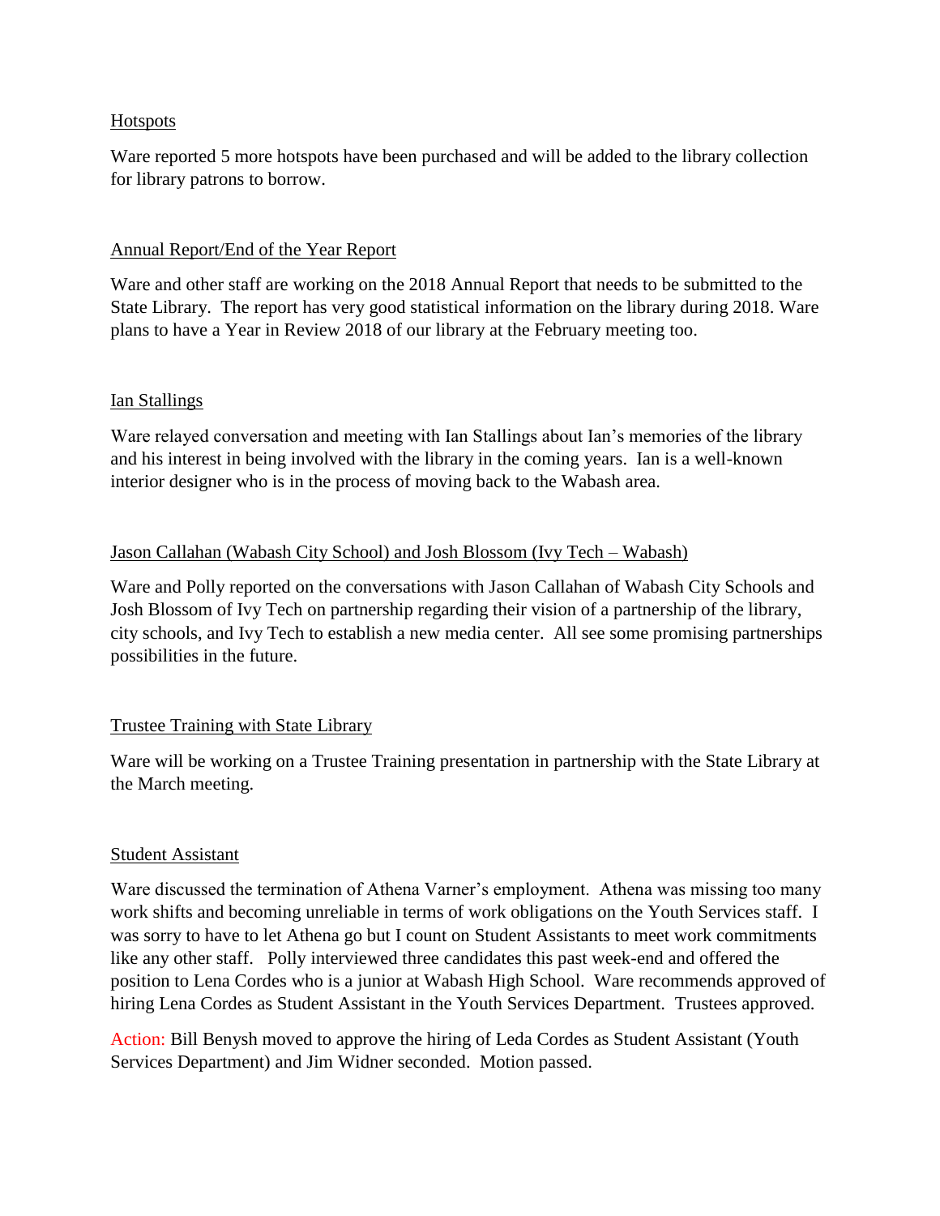Hotspots

Ware reported 5 more hotspots have been purchased and will be added to the library collection for library patrons to borrow.

Annual Report/End of the Year Report

Ware and other staff are working on the 2018 Annual Report that needs to be submitted to the State Library. The report has very good statistical information on the library during 2018. Ware plans to have a Year in Review 2018 of our library at the February meeting too.

Ian Stallings

Ware relayed conversation and meeting with Ian Stallings about Ian's memories of the library and his interest in being involved with the library in the coming years. Ian is a well-known interior designer who is in the process of moving back to the Wabash area.

Jason Callahan (Wabash City School) and Josh Blossom (Ivy Tech – Wabash)

Ware and Polly reported on the conversations with Jason Callahan of Wabash City Schools and Josh Blossom of Ivy Tech on partnership regarding their vision of a partnership of the library, city schools, and Ivy Tech to establish a new media center. All see some promising partnerships possibilities in the future.

Trustee Training with State Library

Ware will be working on a Trustee Training presentation in partnership with the State Library at the March meeting.

Student Assistant

Ware discussed the termination of Athena Varner's employment. Athena was missing too many work shifts and becoming unreliable in terms of work obligations on the Youth Services staff. I was sorry to have to let Athena go but I count on Student Assistants to meet work commitments like any other staff. Polly interviewed three candidates this past week-end and offered the position to Lena Cordes who is a junior at Wabash High School. Ware recommends approved of hiring Lena Cordes as Student Assistant in the Youth Services Department. Trustees approved.

Action: Bill Benysh moved to approve the hiring of Leda Cordes as Student Assistant (Youth Services Department) and Jim Widner seconded. Motion passed.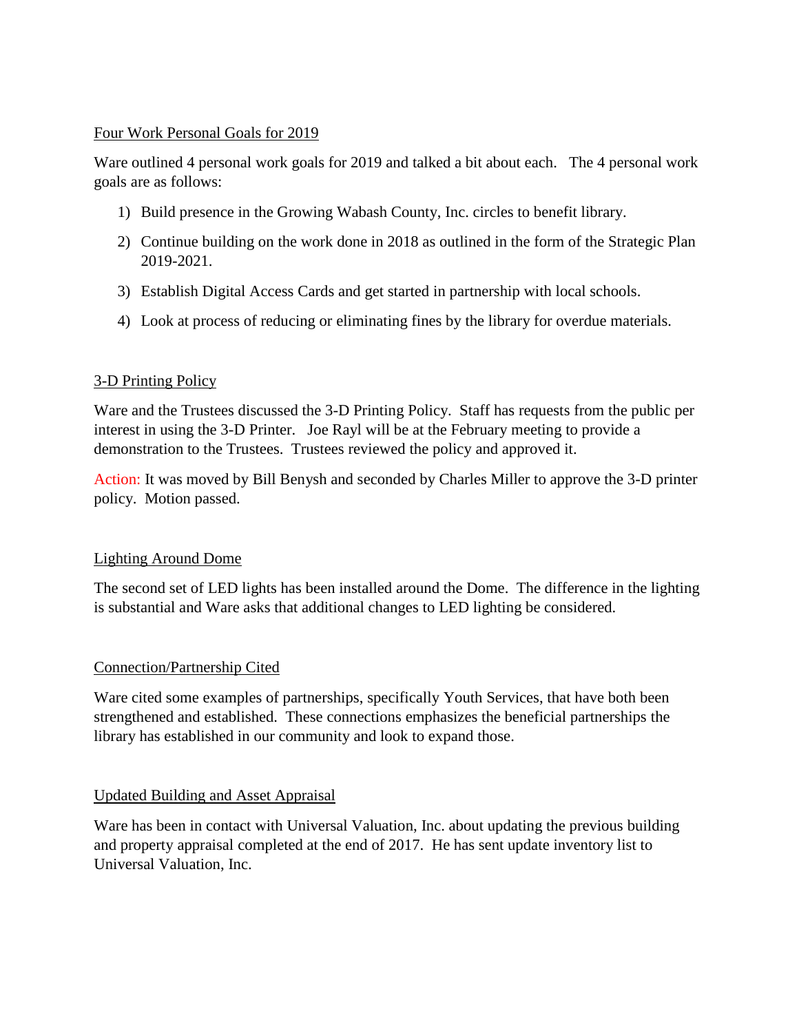## Four Work Personal Goals for 2019

Ware outlined 4 personal work goals for 2019 and talked a bit about each. The 4 personal work goals are as follows:

1) Build presence in the Growing Wabash County, Inc. circles to benefit library.
2) Continue building on the work done in 2018 as outlined in the form of the Strategic Plan 2019-2021.
3) Establish Digital Access Cards and get started in partnership with local schools.
4) Look at process of reducing or eliminating fines by the library for overdue materials.

## 3-D Printing Policy

Ware and the Trustees discussed the 3-D Printing Policy. Staff has requests from the public per interest in using the 3-D Printer. Joe Rayl will be at the February meeting to provide a demonstration to the Trustees. Trustees reviewed the policy and approved it.

Action: It was moved by Bill Benysh and seconded by Charles Miller to approve the 3-D printer policy. Motion passed.

## Lighting Around Dome

The second set of LED lights has been installed around the Dome. The difference in the lighting is substantial and Ware asks that additional changes to LED lighting be considered.

## Connection/Partnership Cited

Ware cited some examples of partnerships, specifically Youth Services, that have both been strengthened and established. These connections emphasizes the beneficial partnerships the library has established in our community and look to expand those.

## Updated Building and Asset Appraisal

Ware has been in contact with Universal Valuation, Inc. about updating the previous building and property appraisal completed at the end of 2017. He has sent update inventory list to Universal Valuation, Inc.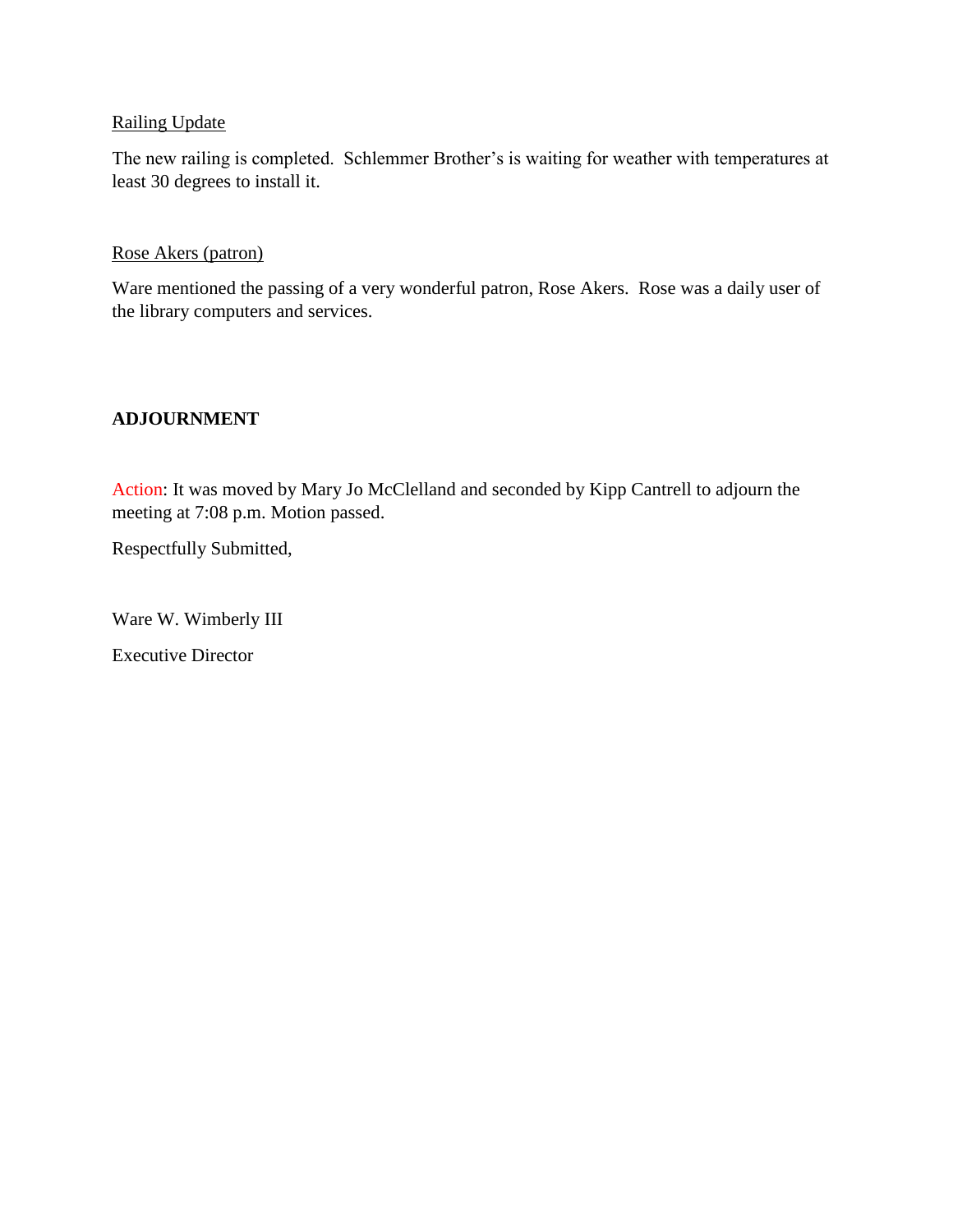<u>Railing Update</u>

The new railing is completed.  Schlemmer Brother's is waiting for weather with temperatures at least 30 degrees to install it.

<u>Rose Akers (patron)</u>

Ware mentioned the passing of a very wonderful patron, Rose Akers.  Rose was a daily user of the library computers and services.

**ADJOURNMENT**

Action: It was moved by Mary Jo McClelland and seconded by Kipp Cantrell to adjourn the meeting at 7:08 p.m. Motion passed.

Respectfully Submitted,

Ware W. Wimberly III

Executive Director